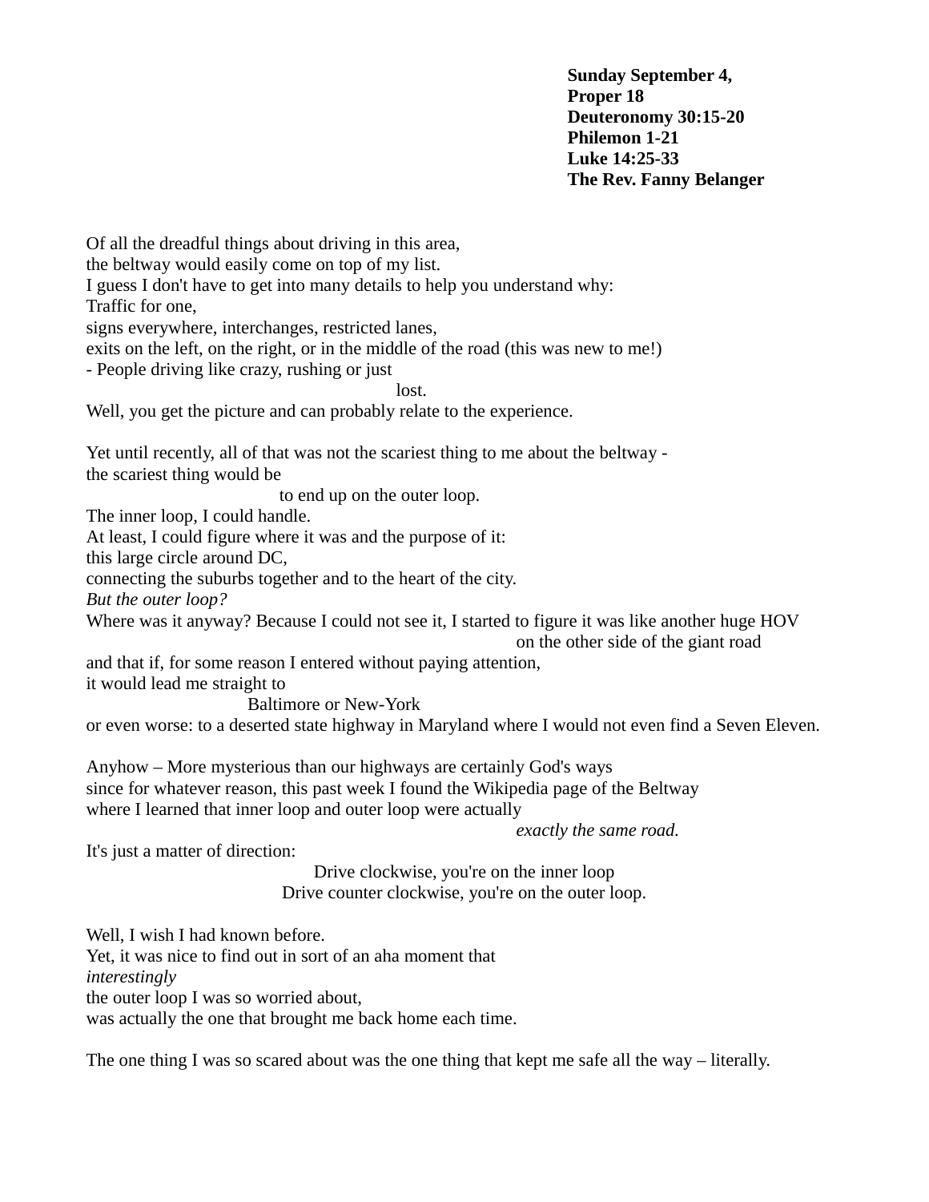**Sunday September 4,**
**Proper 18**
**Deuteronomy 30:15-20**
**Philemon 1-21**
**Luke 14:25-33**
**The Rev. Fanny Belanger**

Of all the dreadful things about driving in this area,
the beltway would easily come on top of my list.
I guess I don't have to get into many details to help you understand why:
Traffic for one,
signs everywhere, interchanges, restricted lanes,
exits on the left, on the right, or in the middle of the road (this was new to me!)
- People driving like crazy, rushing or just
lost.
Well, you get the picture and can probably relate to the experience.

Yet until recently, all of that was not the scariest thing to me about the beltway -
the scariest thing would be
to end up on the outer loop.
The inner loop, I could handle.
At least, I could figure where it was and the purpose of it:
this large circle around DC,
connecting the suburbs together and to the heart of the city.
*But the outer loop?*
Where was it anyway? Because I could not see it, I started to figure it was like another huge HOV
on the other side of the giant road
and that if, for some reason I entered without paying attention,
it would lead me straight to
Baltimore or New-York
or even worse: to a deserted state highway in Maryland where I would not even find a Seven Eleven.

Anyhow – More mysterious than our highways are certainly God's ways
since for whatever reason, this past week I found the Wikipedia page of the Beltway
where I learned that inner loop and outer loop were actually
*exactly the same road.*
It's just a matter of direction:
Drive clockwise, you're on the inner loop
Drive counter clockwise, you're on the outer loop.

Well, I wish I had known before.
Yet, it was nice to find out in sort of an aha moment that
*interestingly*
the outer loop I was so worried about,
was actually the one that brought me back home each time.

The one thing I was so scared about was the one thing that kept me safe all the way – literally.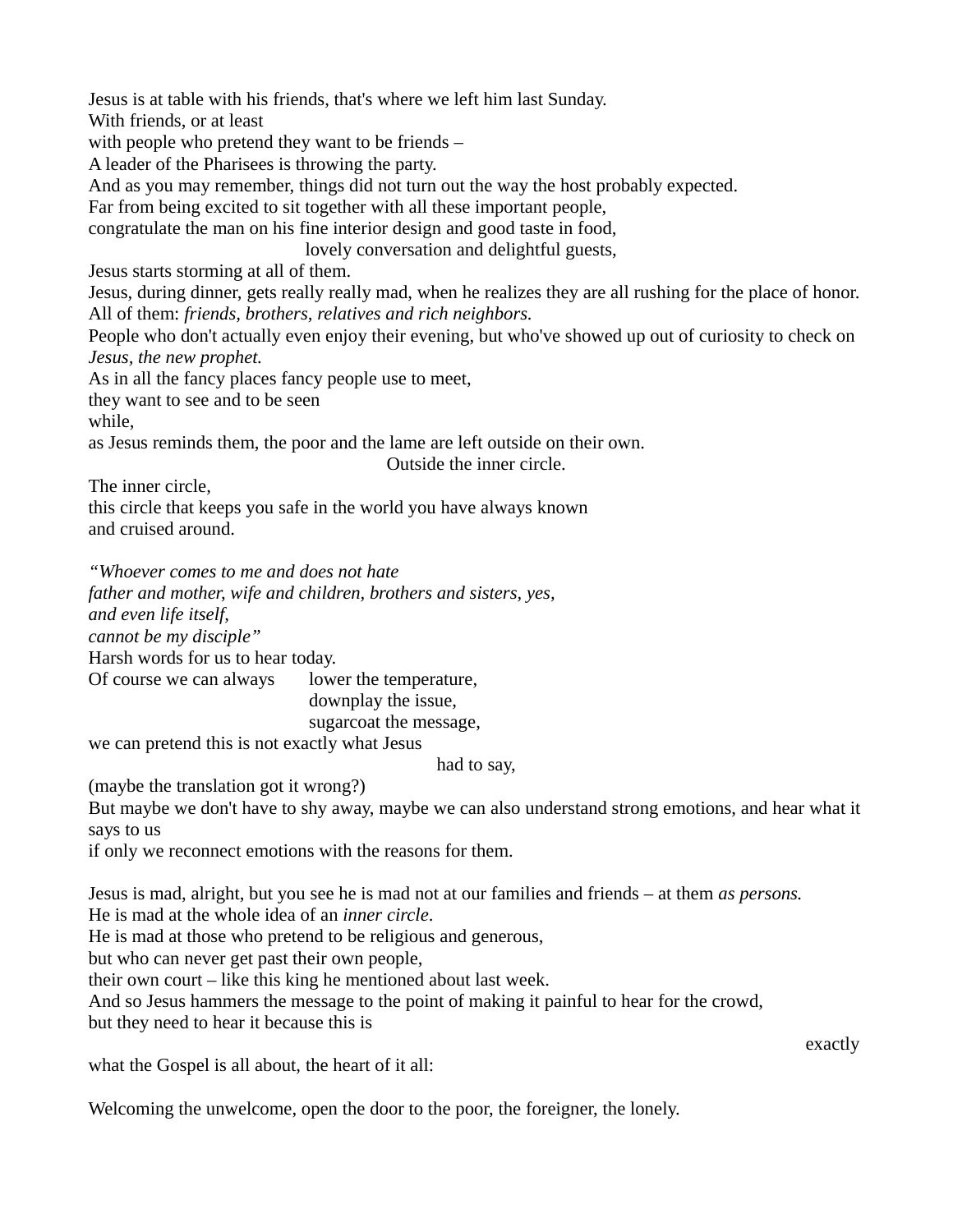Jesus is at table with his friends, that's where we left him last Sunday.
With friends, or at least
with people who pretend they want to be friends –
A leader of the Pharisees is throwing the party.
And as you may remember, things did not turn out the way the host probably expected.
Far from being excited to sit together with all these important people,
congratulate the man on his fine interior design and good taste in food,
lovely conversation and delightful guests,
Jesus starts storming at all of them.
Jesus, during dinner, gets really really mad, when he realizes they are all rushing for the place of honor.
All of them: *friends, brothers, relatives and rich neighbors.*
People who don't actually even enjoy their evening, but who've showed up out of curiosity to check on *Jesus, the new prophet.*
As in all the fancy places fancy people use to meet,
they want to see and to be seen
while,
as Jesus reminds them, the poor and the lame are left outside on their own.
Outside the inner circle.
The inner circle,
this circle that keeps you safe in the world you have always known
and cruised around.

*"Whoever comes to me and does not hate*
*father and mother, wife and children, brothers and sisters, yes,*
*and even life itself,*
*cannot be my disciple"*
Harsh words for us to hear today.
Of course we can always lower the temperature,
downplay the issue,
sugarcoat the message,
we can pretend this is not exactly what Jesus
had to say,
(maybe the translation got it wrong?)
But maybe we don't have to shy away, maybe we can also understand strong emotions, and hear what it says to us
if only we reconnect emotions with the reasons for them.

Jesus is mad, alright, but you see he is mad not at our families and friends – at them *as persons.*
He is mad at the whole idea of an *inner circle*.
He is mad at those who pretend to be religious and generous,
but who can never get past their own people,
their own court – like this king he mentioned about last week.
And so Jesus hammers the message to the point of making it painful to hear for the crowd,
but they need to hear it because this is
exactly
what the Gospel is all about, the heart of it all:

Welcoming the unwelcome, open the door to the poor, the foreigner, the lonely.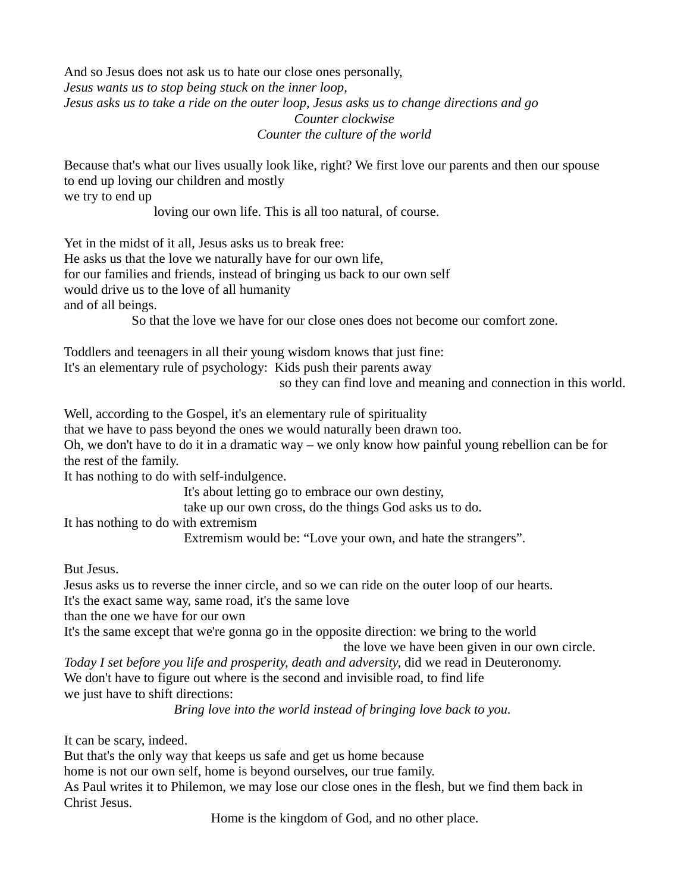And so Jesus does not ask us to hate our close ones personally,
*Jesus wants us to stop being stuck on the inner loop,*
*Jesus asks us to take a ride on the outer loop, Jesus asks us to change directions and go*
*Counter clockwise*
*Counter the culture of the world*

Because that's what our lives usually look like, right? We first love our parents and then our spouse to end up loving our children and mostly
we try to end up
loving our own life. This is all too natural, of course.

Yet in the midst of it all, Jesus asks us to break free:
He asks us that the love we naturally have for our own life,
for our families and friends, instead of bringing us back to our own self
would drive us to the love of all humanity
and of all beings.
So that the love we have for our close ones does not become our comfort zone.

Toddlers and teenagers in all their young wisdom knows that just fine:
It's an elementary rule of psychology: Kids push their parents away
so they can find love and meaning and connection in this world.

Well, according to the Gospel, it's an elementary rule of spirituality
that we have to pass beyond the ones we would naturally been drawn too.
Oh, we don't have to do it in a dramatic way – we only know how painful young rebellion can be for the rest of the family.
It has nothing to do with self-indulgence.
It's about letting go to embrace our own destiny,
take up our own cross, do the things God asks us to do.
It has nothing to do with extremism
Extremism would be: "Love your own, and hate the strangers".

But Jesus.
Jesus asks us to reverse the inner circle, and so we can ride on the outer loop of our hearts.
It's the exact same way, same road, it's the same love
than the one we have for our own
It's the same except that we're gonna go in the opposite direction: we bring to the world
the love we have been given in our own circle.
*Today I set before you life and prosperity, death and adversity,* did we read in Deuteronomy.
We don't have to figure out where is the second and invisible road, to find life
we just have to shift directions:
*Bring love into the world instead of bringing love back to you.*

It can be scary, indeed.
But that's the only way that keeps us safe and get us home because
home is not our own self, home is beyond ourselves, our true family.
As Paul writes it to Philemon, we may lose our close ones in the flesh, but we find them back in Christ Jesus.
Home is the kingdom of God, and no other place.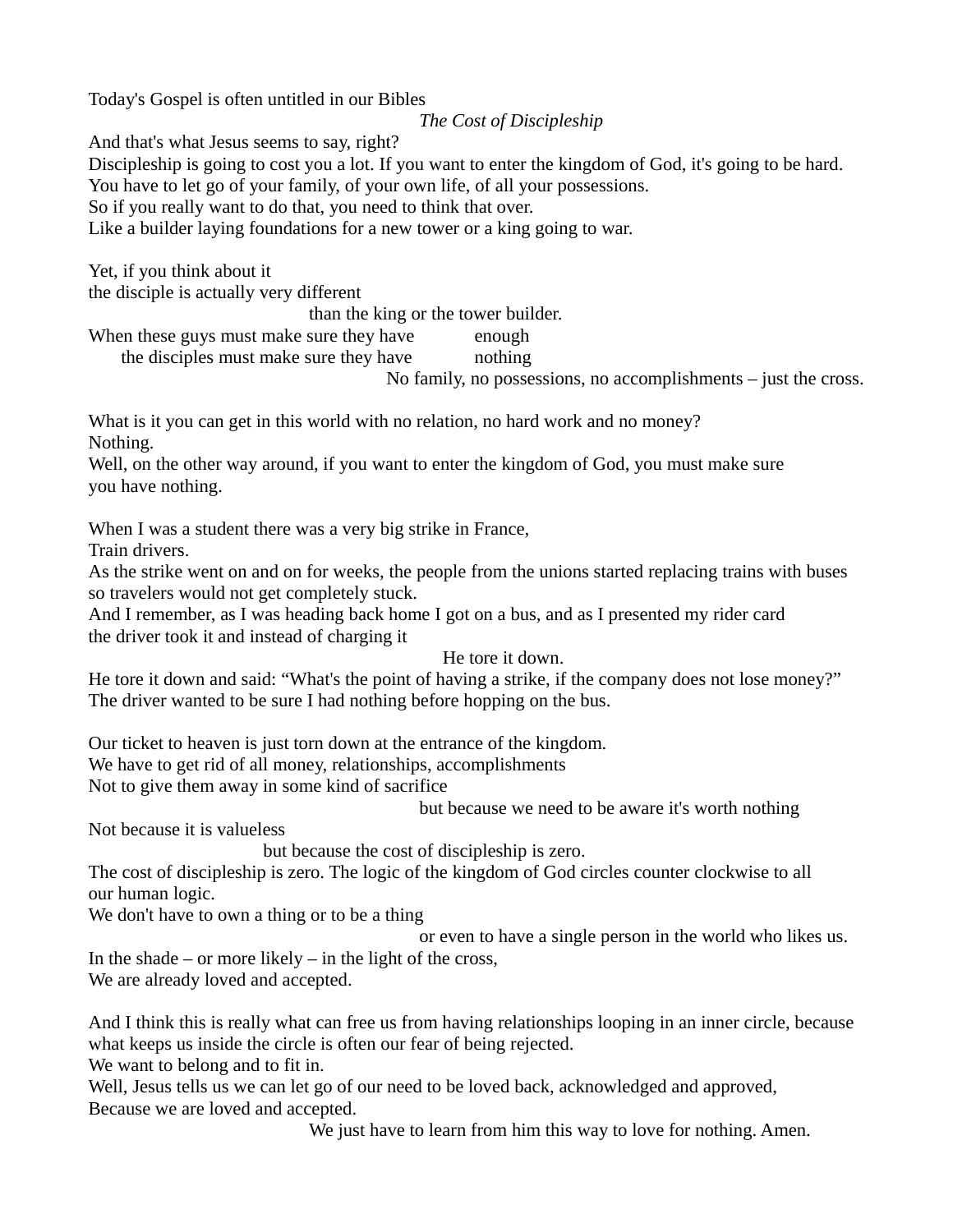Today's Gospel is often untitled in our Bibles

*The Cost of Discipleship*

And that's what Jesus seems to say, right?
Discipleship is going to cost you a lot. If you want to enter the kingdom of God, it's going to be hard.
You have to let go of your family, of your own life, of all your possessions.
So if you really want to do that, you need to think that over.
Like a builder laying foundations for a new tower or a king going to war.

Yet, if you think about it
the disciple is actually very different
than the king or the tower builder.
When these guys must make sure they have enough
the disciples must make sure they have nothing
No family, no possessions, no accomplishments – just the cross.

What is it you can get in this world with no relation, no hard work and no money?
Nothing.
Well, on the other way around, if you want to enter the kingdom of God, you must make sure you have nothing.

When I was a student there was a very big strike in France,
Train drivers.
As the strike went on and on for weeks, the people from the unions started replacing trains with buses so travelers would not get completely stuck.
And I remember, as I was heading back home I got on a bus, and as I presented my rider card the driver took it and instead of charging it
He tore it down.
He tore it down and said: "What's the point of having a strike, if the company does not lose money?"
The driver wanted to be sure I had nothing before hopping on the bus.

Our ticket to heaven is just torn down at the entrance of the kingdom.
We have to get rid of all money, relationships, accomplishments
Not to give them away in some kind of sacrifice
but because we need to be aware it's worth nothing
Not because it is valueless
but because the cost of discipleship is zero.
The cost of discipleship is zero. The logic of the kingdom of God circles counter clockwise to all our human logic.
We don't have to own a thing or to be a thing
or even to have a single person in the world who likes us.
In the shade – or more likely – in the light of the cross,
We are already loved and accepted.

And I think this is really what can free us from having relationships looping in an inner circle, because what keeps us inside the circle is often our fear of being rejected.
We want to belong and to fit in.
Well, Jesus tells us we can let go of our need to be loved back, acknowledged and approved,
Because we are loved and accepted.
We just have to learn from him this way to love for nothing. Amen.